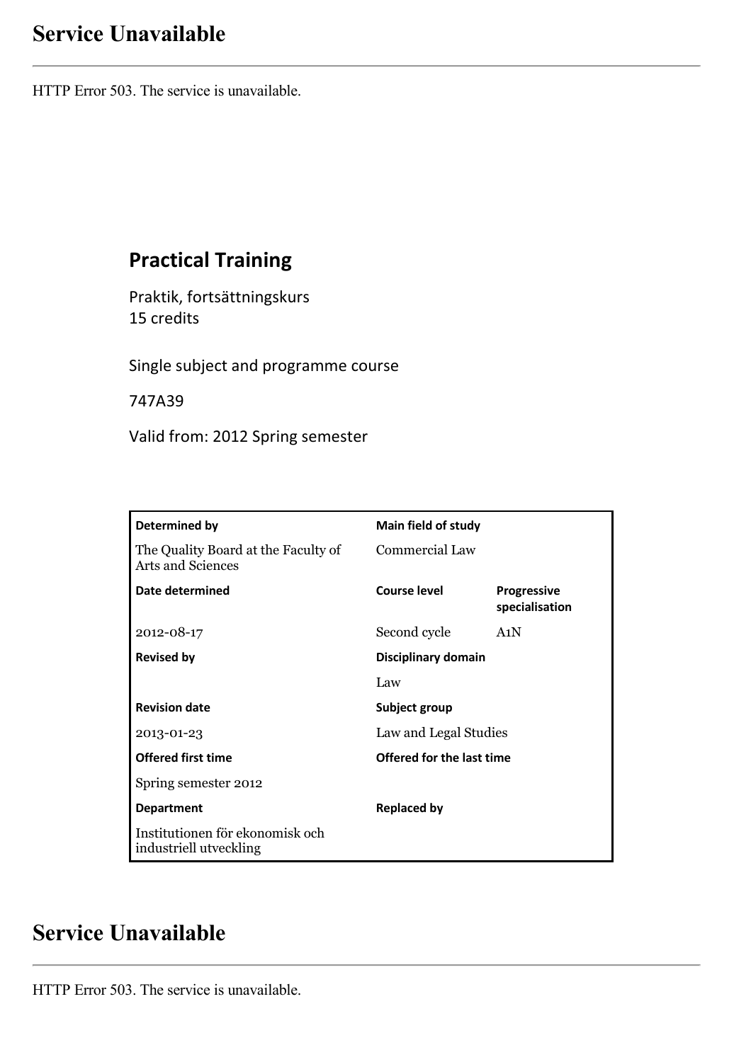# Service Unavailable

HTTP Error 503. The service is unavailable.

## Practical Training

Praktik, fortsättningskurs
15 credits

Single subject and programme course

747A39

Valid from: 2012 Spring semester

| Determined by | Main field of study | |
|---|---|---|
| The Quality Board at the Faculty of Arts and Sciences | Commercial Law | |
| **Date determined** | **Course level** | **Progressive specialisation** |
| 2012-08-17 | Second cycle | A1N |
| **Revised by** | **Disciplinary domain** | |
| | Law | |
| **Revision date** | **Subject group** | |
| 2013-01-23 | Law and Legal Studies | |
| **Offered first time** | **Offered for the last time** | |
| Spring semester 2012 | | |
| **Department** | **Replaced by** | |
| Institutionen för ekonomisk och industriell utveckling | | |

# Service Unavailable

HTTP Error 503. The service is unavailable.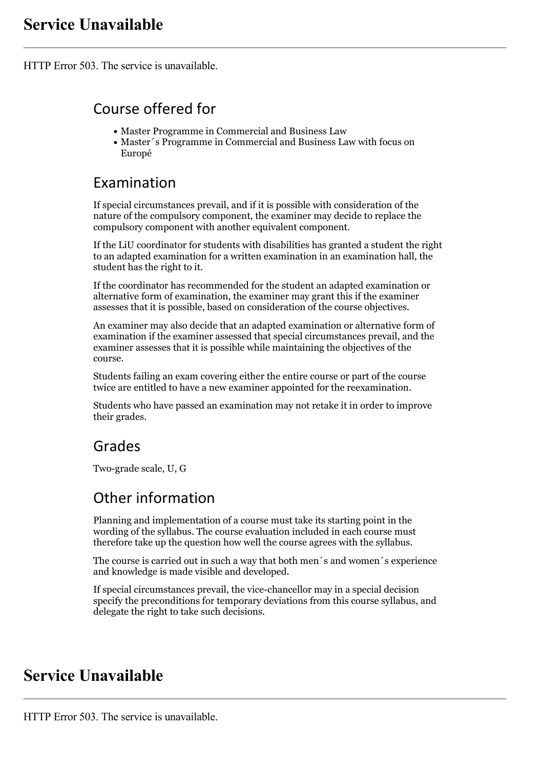# Service Unavailable

---

HTTP Error 503. The service is unavailable.

## Course offered for

- Master Programme in Commercial and Business Law
- Master´s Programme in Commercial and Business Law with focus on Europé

## Examination

If special circumstances prevail, and if it is possible with consideration of the nature of the compulsory component, the examiner may decide to replace the compulsory component with another equivalent component.

If the LiU coordinator for students with disabilities has granted a student the right to an adapted examination for a written examination in an examination hall, the student has the right to it.

If the coordinator has recommended for the student an adapted examination or alternative form of examination, the examiner may grant this if the examiner assesses that it is possible, based on consideration of the course objectives.

An examiner may also decide that an adapted examination or alternative form of examination if the examiner assessed that special circumstances prevail, and the examiner assesses that it is possible while maintaining the objectives of the course.

Students failing an exam covering either the entire course or part of the course twice are entitled to have a new examiner appointed for the reexamination.

Students who have passed an examination may not retake it in order to improve their grades.

## Grades

Two-grade scale, U, G

## Other information

Planning and implementation of a course must take its starting point in the wording of the syllabus. The course evaluation included in each course must therefore take up the question how well the course agrees with the syllabus.

The course is carried out in such a way that both men´s and women´s experience and knowledge is made visible and developed.

If special circumstances prevail, the vice-chancellor may in a special decision specify the preconditions for temporary deviations from this course syllabus, and delegate the right to take such decisions.

# Service Unavailable

---

HTTP Error 503. The service is unavailable.